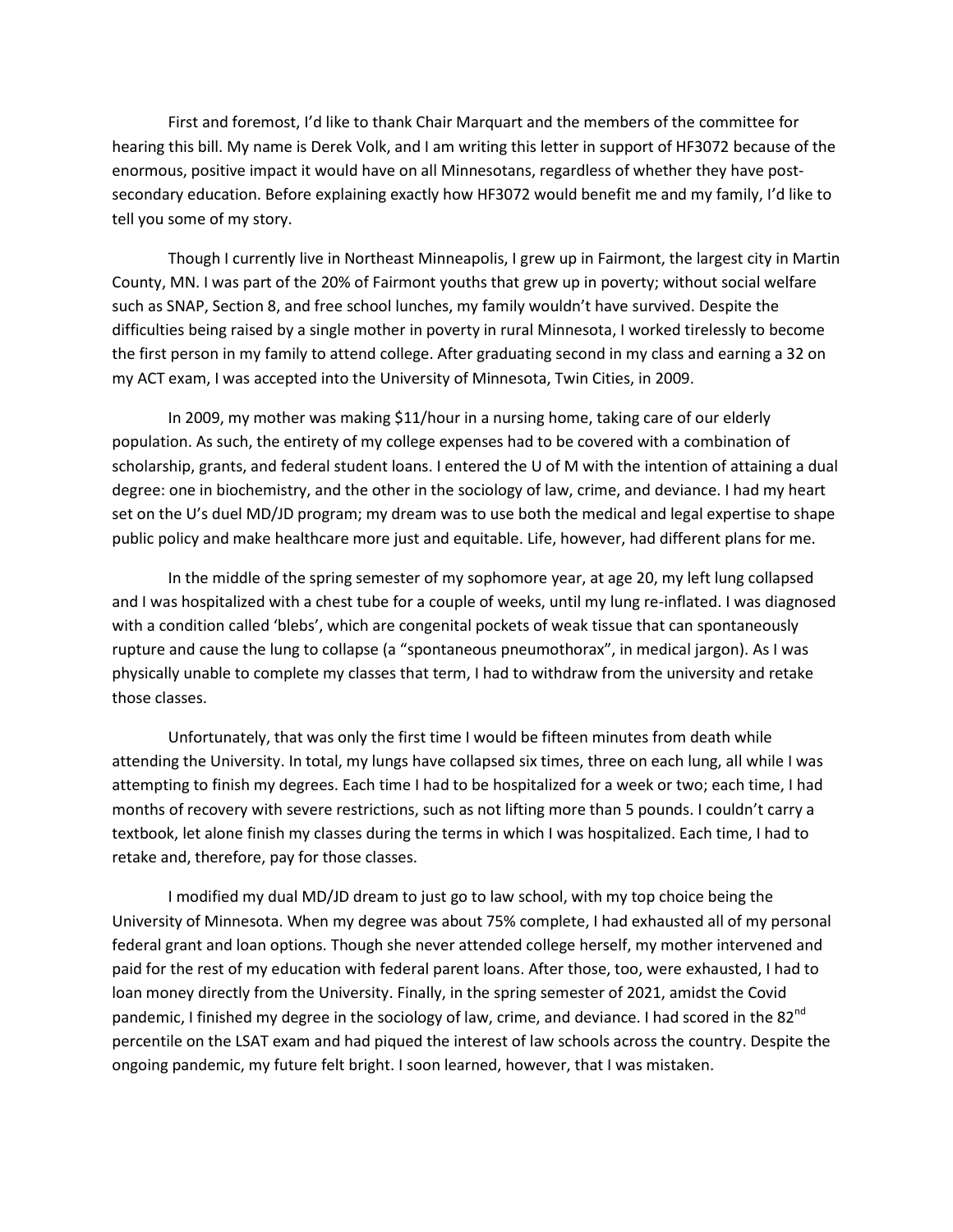First and foremost, I'd like to thank Chair Marquart and the members of the committee for hearing this bill. My name is Derek Volk, and I am writing this letter in support of HF3072 because of the enormous, positive impact it would have on all Minnesotans, regardless of whether they have post-secondary education. Before explaining exactly how HF3072 would benefit me and my family, I'd like to tell you some of my story.

Though I currently live in Northeast Minneapolis, I grew up in Fairmont, the largest city in Martin County, MN. I was part of the 20% of Fairmont youths that grew up in poverty; without social welfare such as SNAP, Section 8, and free school lunches, my family wouldn't have survived. Despite the difficulties being raised by a single mother in poverty in rural Minnesota, I worked tirelessly to become the first person in my family to attend college. After graduating second in my class and earning a 32 on my ACT exam, I was accepted into the University of Minnesota, Twin Cities, in 2009.

In 2009, my mother was making $11/hour in a nursing home, taking care of our elderly population. As such, the entirety of my college expenses had to be covered with a combination of scholarship, grants, and federal student loans. I entered the U of M with the intention of attaining a dual degree: one in biochemistry, and the other in the sociology of law, crime, and deviance. I had my heart set on the U's duel MD/JD program; my dream was to use both the medical and legal expertise to shape public policy and make healthcare more just and equitable. Life, however, had different plans for me.

In the middle of the spring semester of my sophomore year, at age 20, my left lung collapsed and I was hospitalized with a chest tube for a couple of weeks, until my lung re-inflated. I was diagnosed with a condition called 'blebs', which are congenital pockets of weak tissue that can spontaneously rupture and cause the lung to collapse (a "spontaneous pneumothorax", in medical jargon). As I was physically unable to complete my classes that term, I had to withdraw from the university and retake those classes.

Unfortunately, that was only the first time I would be fifteen minutes from death while attending the University. In total, my lungs have collapsed six times, three on each lung, all while I was attempting to finish my degrees. Each time I had to be hospitalized for a week or two; each time, I had months of recovery with severe restrictions, such as not lifting more than 5 pounds. I couldn't carry a textbook, let alone finish my classes during the terms in which I was hospitalized. Each time, I had to retake and, therefore, pay for those classes.

I modified my dual MD/JD dream to just go to law school, with my top choice being the University of Minnesota. When my degree was about 75% complete, I had exhausted all of my personal federal grant and loan options. Though she never attended college herself, my mother intervened and paid for the rest of my education with federal parent loans. After those, too, were exhausted, I had to loan money directly from the University. Finally, in the spring semester of 2021, amidst the Covid pandemic, I finished my degree in the sociology of law, crime, and deviance. I had scored in the 82nd percentile on the LSAT exam and had piqued the interest of law schools across the country. Despite the ongoing pandemic, my future felt bright. I soon learned, however, that I was mistaken.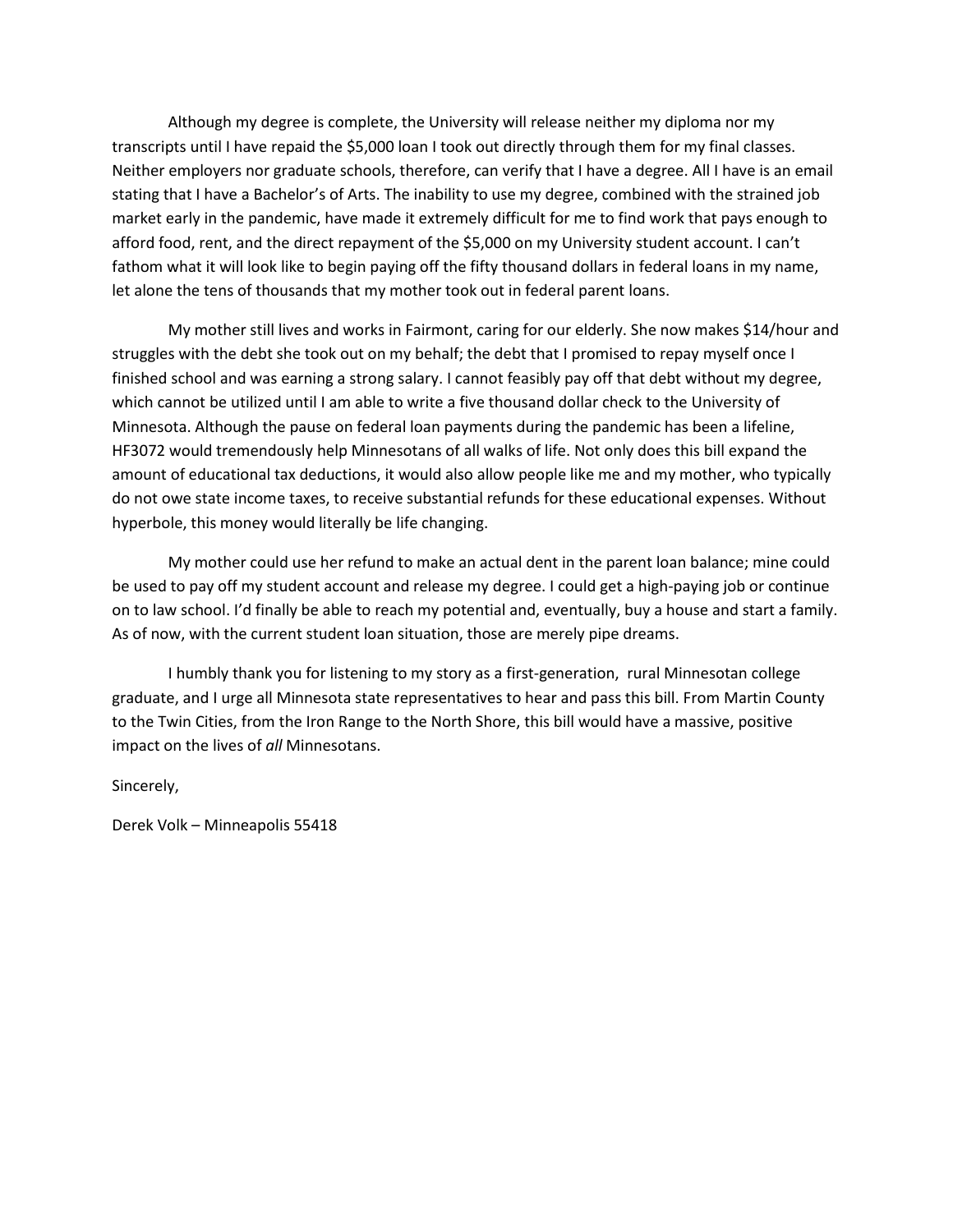Although my degree is complete, the University will release neither my diploma nor my transcripts until I have repaid the $5,000 loan I took out directly through them for my final classes. Neither employers nor graduate schools, therefore, can verify that I have a degree. All I have is an email stating that I have a Bachelor's of Arts. The inability to use my degree, combined with the strained job market early in the pandemic, have made it extremely difficult for me to find work that pays enough to afford food, rent, and the direct repayment of the $5,000 on my University student account. I can't fathom what it will look like to begin paying off the fifty thousand dollars in federal loans in my name, let alone the tens of thousands that my mother took out in federal parent loans.

My mother still lives and works in Fairmont, caring for our elderly. She now makes $14/hour and struggles with the debt she took out on my behalf; the debt that I promised to repay myself once I finished school and was earning a strong salary. I cannot feasibly pay off that debt without my degree, which cannot be utilized until I am able to write a five thousand dollar check to the University of Minnesota. Although the pause on federal loan payments during the pandemic has been a lifeline, HF3072 would tremendously help Minnesotans of all walks of life. Not only does this bill expand the amount of educational tax deductions, it would also allow people like me and my mother, who typically do not owe state income taxes, to receive substantial refunds for these educational expenses. Without hyperbole, this money would literally be life changing.

My mother could use her refund to make an actual dent in the parent loan balance; mine could be used to pay off my student account and release my degree. I could get a high-paying job or continue on to law school. I'd finally be able to reach my potential and, eventually, buy a house and start a family. As of now, with the current student loan situation, those are merely pipe dreams.

I humbly thank you for listening to my story as a first-generation, rural Minnesotan college graduate, and I urge all Minnesota state representatives to hear and pass this bill. From Martin County to the Twin Cities, from the Iron Range to the North Shore, this bill would have a massive, positive impact on the lives of *all* Minnesotans.

Sincerely,

Derek Volk – Minneapolis 55418